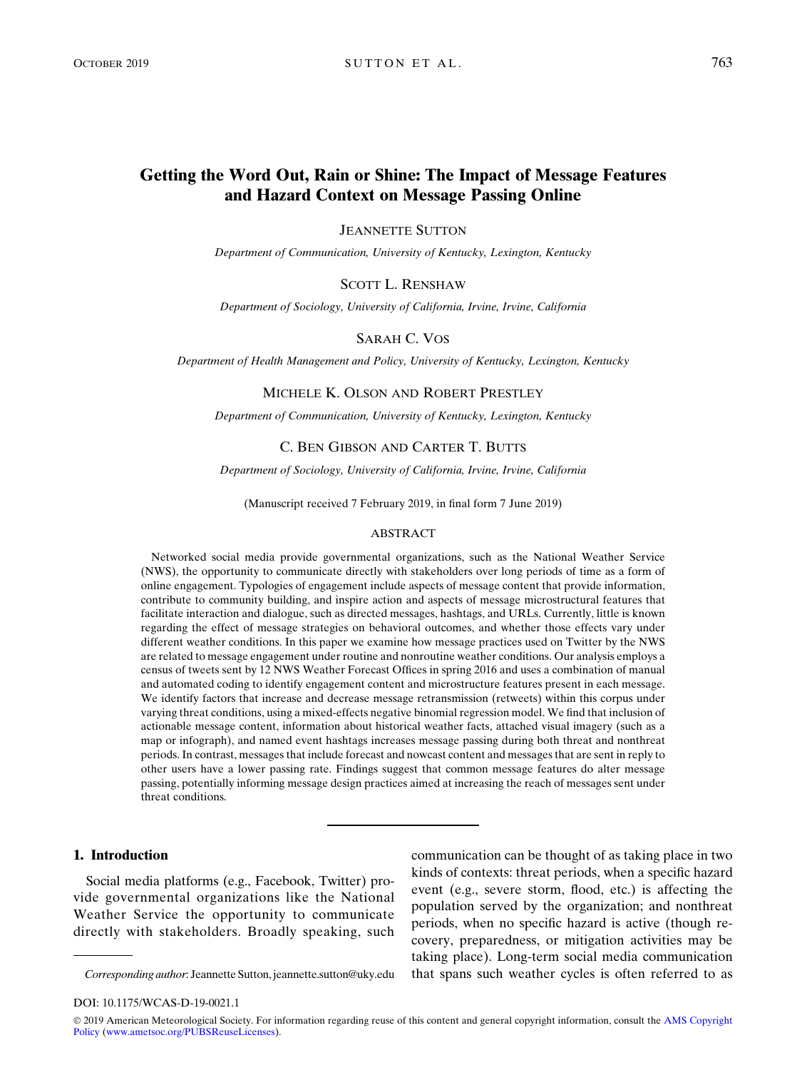# Getting the Word Out, Rain or Shine: The Impact of Message Features and Hazard Context on Message Passing Online

JEANNETTE SUTTON

*Department of Communication, University of Kentucky, Lexington, Kentucky*

SCOTT L. RENSHAW

*Department of Sociology, University of California, Irvine, Irvine, California*

SARAH C. VOS

*Department of Health Management and Policy, University of Kentucky, Lexington, Kentucky*

MICHELE K. OLSON AND ROBERT PRESTLEY

*Department of Communication, University of Kentucky, Lexington, Kentucky*

C. BEN GIBSON AND CARTER T. BUTTS

*Department of Sociology, University of California, Irvine, Irvine, California*

(Manuscript received 7 February 2019, in final form 7 June 2019)

## ABSTRACT

Networked social media provide governmental organizations, such as the National Weather Service (NWS), the opportunity to communicate directly with stakeholders over long periods of time as a form of online engagement. Typologies of engagement include aspects of message content that provide information, contribute to community building, and inspire action and aspects of message microstructural features that facilitate interaction and dialogue, such as directed messages, hashtags, and URLs. Currently, little is known regarding the effect of message strategies on behavioral outcomes, and whether those effects vary under different weather conditions. In this paper we examine how message practices used on Twitter by the NWS are related to message engagement under routine and nonroutine weather conditions. Our analysis employs a census of tweets sent by 12 NWS Weather Forecast Offices in spring 2016 and uses a combination of manual and automated coding to identify engagement content and microstructure features present in each message. We identify factors that increase and decrease message retransmission (retweets) within this corpus under varying threat conditions, using a mixed-effects negative binomial regression model. We find that inclusion of actionable message content, information about historical weather facts, attached visual imagery (such as a map or infograph), and named event hashtags increases message passing during both threat and nonthreat periods. In contrast, messages that include forecast and nowcast content and messages that are sent in reply to other users have a lower passing rate. Findings suggest that common message features do alter message passing, potentially informing message design practices aimed at increasing the reach of messages sent under threat conditions.

## 1. Introduction

Social media platforms (e.g., Facebook, Twitter) provide governmental organizations like the National Weather Service the opportunity to communicate directly with stakeholders. Broadly speaking, such communication can be thought of as taking place in two kinds of contexts: threat periods, when a specific hazard event (e.g., severe storm, flood, etc.) is affecting the population served by the organization; and nonthreat periods, when no specific hazard is active (though recovery, preparedness, or mitigation activities may be taking place). Long-term social media communication that spans such weather cycles is often referred to as

*Corresponding author*: Jeannette Sutton, jeannette.sutton@uky.edu

DOI: 10.1175/WCAS-D-19-0021.1

© 2019 American Meteorological Society. For information regarding reuse of this content and general copyright information, consult the AMS Copyright Policy (www.ametsoc.org/PUBSReuseLicenses).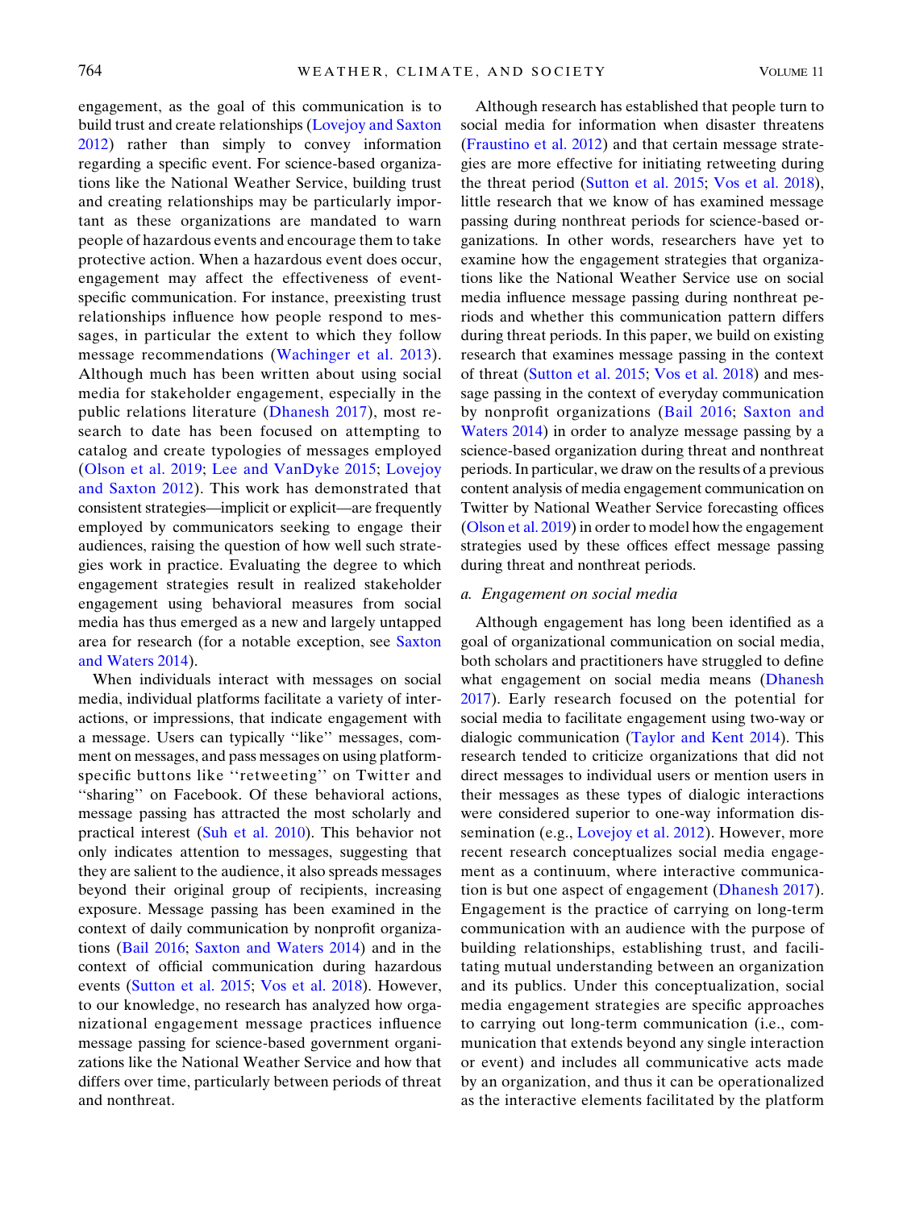engagement, as the goal of this communication is to build trust and create relationships (Lovejoy and Saxton 2012) rather than simply to convey information regarding a specific event. For science-based organizations like the National Weather Service, building trust and creating relationships may be particularly important as these organizations are mandated to warn people of hazardous events and encourage them to take protective action. When a hazardous event does occur, engagement may affect the effectiveness of event-specific communication. For instance, preexisting trust relationships influence how people respond to messages, in particular the extent to which they follow message recommendations (Wachinger et al. 2013). Although much has been written about using social media for stakeholder engagement, especially in the public relations literature (Dhanesh 2017), most research to date has been focused on attempting to catalog and create typologies of messages employed (Olson et al. 2019; Lee and VanDyke 2015; Lovejoy and Saxton 2012). This work has demonstrated that consistent strategies—implicit or explicit—are frequently employed by communicators seeking to engage their audiences, raising the question of how well such strategies work in practice. Evaluating the degree to which engagement strategies result in realized stakeholder engagement using behavioral measures from social media has thus emerged as a new and largely untapped area for research (for a notable exception, see Saxton and Waters 2014).

When individuals interact with messages on social media, individual platforms facilitate a variety of interactions, or impressions, that indicate engagement with a message. Users can typically ''like'' messages, comment on messages, and pass messages on using platform-specific buttons like ''retweeting'' on Twitter and ''sharing'' on Facebook. Of these behavioral actions, message passing has attracted the most scholarly and practical interest (Suh et al. 2010). This behavior not only indicates attention to messages, suggesting that they are salient to the audience, it also spreads messages beyond their original group of recipients, increasing exposure. Message passing has been examined in the context of daily communication by nonprofit organizations (Bail 2016; Saxton and Waters 2014) and in the context of official communication during hazardous events (Sutton et al. 2015; Vos et al. 2018). However, to our knowledge, no research has analyzed how organizational engagement message practices influence message passing for science-based government organizations like the National Weather Service and how that differs over time, particularly between periods of threat and nonthreat.

Although research has established that people turn to social media for information when disaster threatens (Fraustino et al. 2012) and that certain message strategies are more effective for initiating retweeting during the threat period (Sutton et al. 2015; Vos et al. 2018), little research that we know of has examined message passing during nonthreat periods for science-based organizations. In other words, researchers have yet to examine how the engagement strategies that organizations like the National Weather Service use on social media influence message passing during nonthreat periods and whether this communication pattern differs during threat periods. In this paper, we build on existing research that examines message passing in the context of threat (Sutton et al. 2015; Vos et al. 2018) and message passing in the context of everyday communication by nonprofit organizations (Bail 2016; Saxton and Waters 2014) in order to analyze message passing by a science-based organization during threat and nonthreat periods. In particular, we draw on the results of a previous content analysis of media engagement communication on Twitter by National Weather Service forecasting offices (Olson et al. 2019) in order to model how the engagement strategies used by these offices effect message passing during threat and nonthreat periods.

### a. *Engagement on social media*

Although engagement has long been identified as a goal of organizational communication on social media, both scholars and practitioners have struggled to define what engagement on social media means (Dhanesh 2017). Early research focused on the potential for social media to facilitate engagement using two-way or dialogic communication (Taylor and Kent 2014). This research tended to criticize organizations that did not direct messages to individual users or mention users in their messages as these types of dialogic interactions were considered superior to one-way information dissemination (e.g., Lovejoy et al. 2012). However, more recent research conceptualizes social media engagement as a continuum, where interactive communication is but one aspect of engagement (Dhanesh 2017). Engagement is the practice of carrying on long-term communication with an audience with the purpose of building relationships, establishing trust, and facilitating mutual understanding between an organization and its publics. Under this conceptualization, social media engagement strategies are specific approaches to carrying out long-term communication (i.e., communication that extends beyond any single interaction or event) and includes all communicative acts made by an organization, and thus it can be operationalized as the interactive elements facilitated by the platform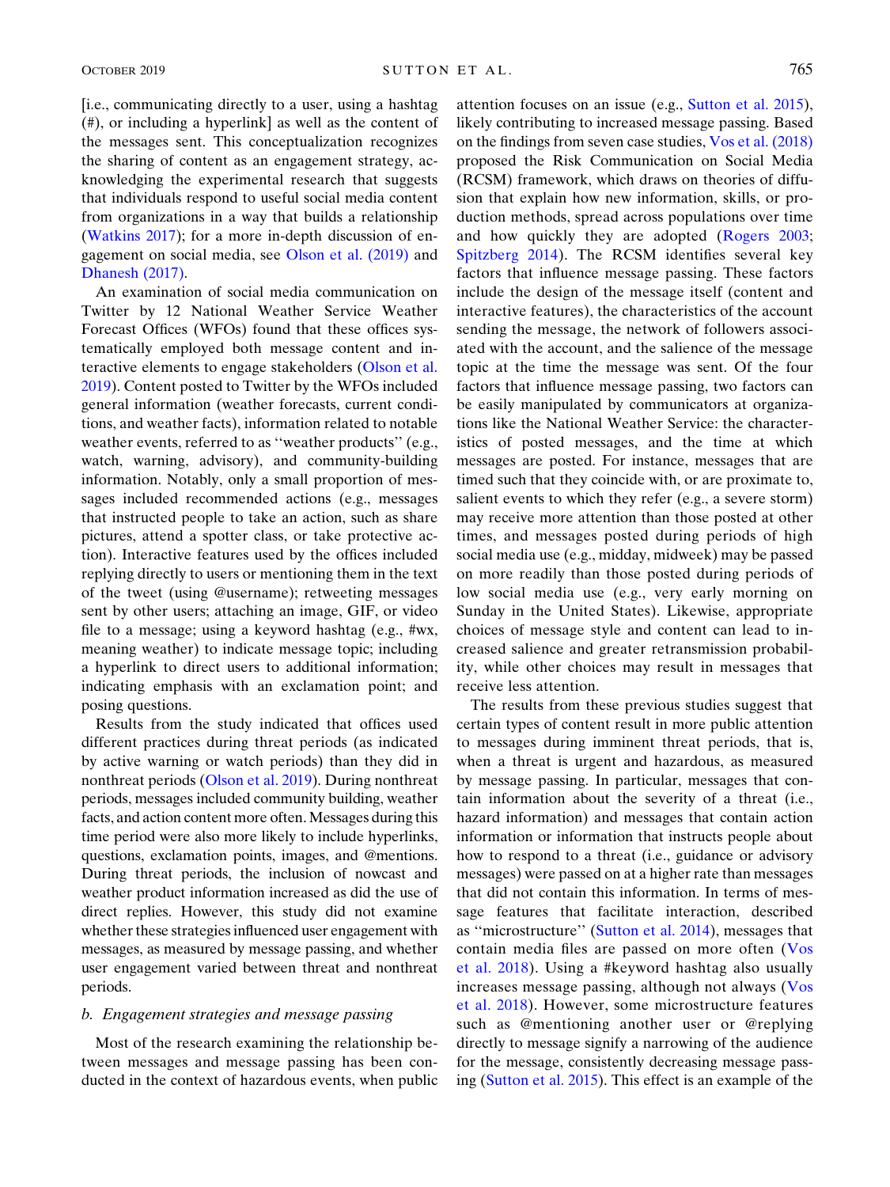[i.e., communicating directly to a user, using a hashtag (#), or including a hyperlink] as well as the content of the messages sent. This conceptualization recognizes the sharing of content as an engagement strategy, acknowledging the experimental research that suggests that individuals respond to useful social media content from organizations in a way that builds a relationship (Watkins 2017); for a more in-depth discussion of engagement on social media, see Olson et al. (2019) and Dhanesh (2017).

An examination of social media communication on Twitter by 12 National Weather Service Weather Forecast Offices (WFOs) found that these offices systematically employed both message content and interactive elements to engage stakeholders (Olson et al. 2019). Content posted to Twitter by the WFOs included general information (weather forecasts, current conditions, and weather facts), information related to notable weather events, referred to as ''weather products'' (e.g., watch, warning, advisory), and community-building information. Notably, only a small proportion of messages included recommended actions (e.g., messages that instructed people to take an action, such as share pictures, attend a spotter class, or take protective action). Interactive features used by the offices included replying directly to users or mentioning them in the text of the tweet (using @username); retweeting messages sent by other users; attaching an image, GIF, or video file to a message; using a keyword hashtag (e.g., #wx, meaning weather) to indicate message topic; including a hyperlink to direct users to additional information; indicating emphasis with an exclamation point; and posing questions.

Results from the study indicated that offices used different practices during threat periods (as indicated by active warning or watch periods) than they did in nonthreat periods (Olson et al. 2019). During nonthreat periods, messages included community building, weather facts, and action content more often. Messages during this time period were also more likely to include hyperlinks, questions, exclamation points, images, and @mentions. During threat periods, the inclusion of nowcast and weather product information increased as did the use of direct replies. However, this study did not examine whether these strategies influenced user engagement with messages, as measured by message passing, and whether user engagement varied between threat and nonthreat periods.

### b. *Engagement strategies and message passing*

Most of the research examining the relationship between messages and message passing has been conducted in the context of hazardous events, when public attention focuses on an issue (e.g., Sutton et al. 2015), likely contributing to increased message passing. Based on the findings from seven case studies, Vos et al. (2018) proposed the Risk Communication on Social Media (RCSM) framework, which draws on theories of diffusion that explain how new information, skills, or production methods, spread across populations over time and how quickly they are adopted (Rogers 2003; Spitzberg 2014). The RCSM identifies several key factors that influence message passing. These factors include the design of the message itself (content and interactive features), the characteristics of the account sending the message, the network of followers associated with the account, and the salience of the message topic at the time the message was sent. Of the four factors that influence message passing, two factors can be easily manipulated by communicators at organizations like the National Weather Service: the characteristics of posted messages, and the time at which messages are posted. For instance, messages that are timed such that they coincide with, or are proximate to, salient events to which they refer (e.g., a severe storm) may receive more attention than those posted at other times, and messages posted during periods of high social media use (e.g., midday, midweek) may be passed on more readily than those posted during periods of low social media use (e.g., very early morning on Sunday in the United States). Likewise, appropriate choices of message style and content can lead to increased salience and greater retransmission probability, while other choices may result in messages that receive less attention.

The results from these previous studies suggest that certain types of content result in more public attention to messages during imminent threat periods, that is, when a threat is urgent and hazardous, as measured by message passing. In particular, messages that contain information about the severity of a threat (i.e., hazard information) and messages that contain action information or information that instructs people about how to respond to a threat (i.e., guidance or advisory messages) were passed on at a higher rate than messages that did not contain this information. In terms of message features that facilitate interaction, described as ''microstructure'' (Sutton et al. 2014), messages that contain media files are passed on more often (Vos et al. 2018). Using a #keyword hashtag also usually increases message passing, although not always (Vos et al. 2018). However, some microstructure features such as @mentioning another user or @replying directly to message signify a narrowing of the audience for the message, consistently decreasing message passing (Sutton et al. 2015). This effect is an example of the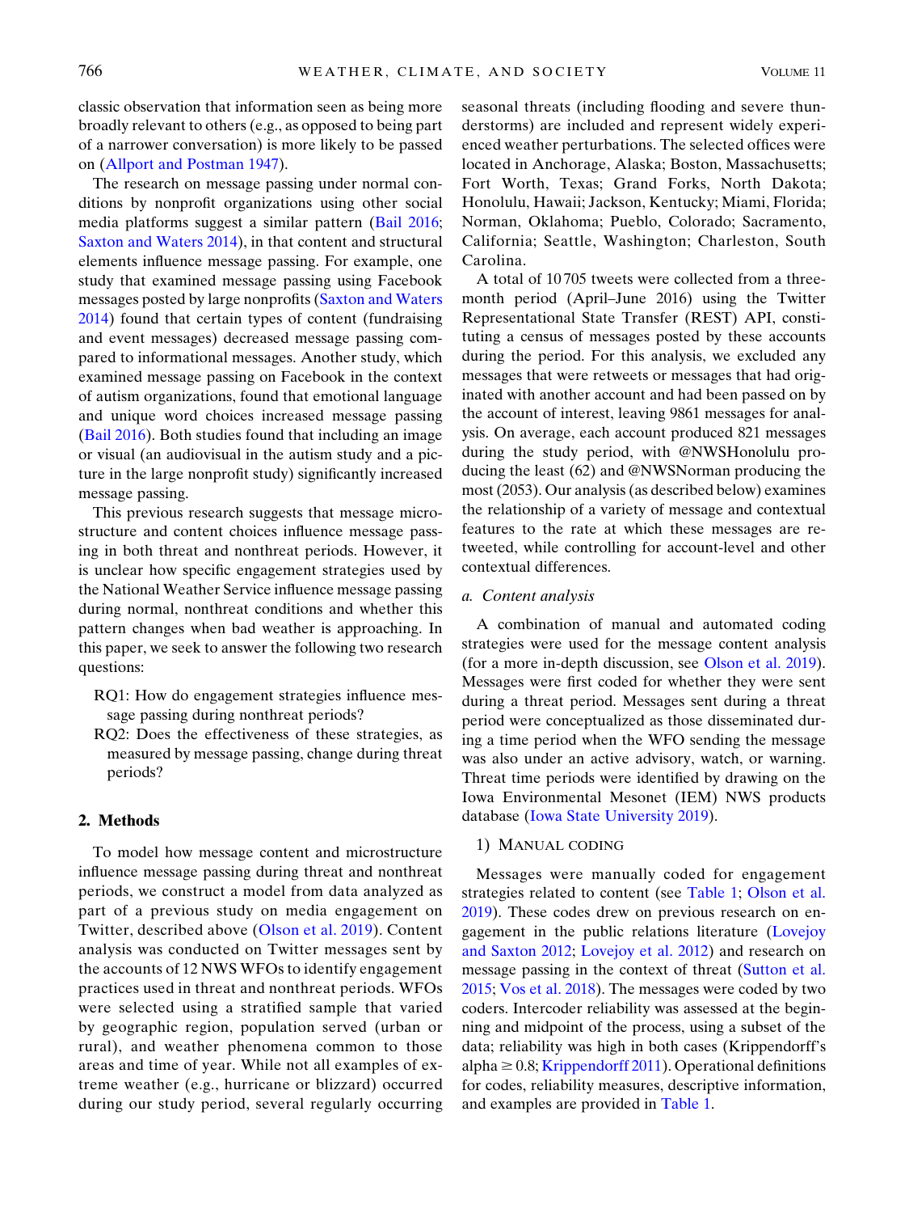classic observation that information seen as being more broadly relevant to others (e.g., as opposed to being part of a narrower conversation) is more likely to be passed on (Allport and Postman 1947).

The research on message passing under normal conditions by nonprofit organizations using other social media platforms suggest a similar pattern (Bail 2016; Saxton and Waters 2014), in that content and structural elements influence message passing. For example, one study that examined message passing using Facebook messages posted by large nonprofits (Saxton and Waters 2014) found that certain types of content (fundraising and event messages) decreased message passing compared to informational messages. Another study, which examined message passing on Facebook in the context of autism organizations, found that emotional language and unique word choices increased message passing (Bail 2016). Both studies found that including an image or visual (an audiovisual in the autism study and a picture in the large nonprofit study) significantly increased message passing.

This previous research suggests that message microstructure and content choices influence message passing in both threat and nonthreat periods. However, it is unclear how specific engagement strategies used by the National Weather Service influence message passing during normal, nonthreat conditions and whether this pattern changes when bad weather is approaching. In this paper, we seek to answer the following two research questions:

RQ1: How do engagement strategies influence message passing during nonthreat periods?

RQ2: Does the effectiveness of these strategies, as measured by message passing, change during threat periods?

## 2. Methods

To model how message content and microstructure influence message passing during threat and nonthreat periods, we construct a model from data analyzed as part of a previous study on media engagement on Twitter, described above (Olson et al. 2019). Content analysis was conducted on Twitter messages sent by the accounts of 12 NWS WFOs to identify engagement practices used in threat and nonthreat periods. WFOs were selected using a stratified sample that varied by geographic region, population served (urban or rural), and weather phenomena common to those areas and time of year. While not all examples of extreme weather (e.g., hurricane or blizzard) occurred during our study period, several regularly occurring seasonal threats (including flooding and severe thunderstorms) are included and represent widely experienced weather perturbations. The selected offices were located in Anchorage, Alaska; Boston, Massachusetts; Fort Worth, Texas; Grand Forks, North Dakota; Honolulu, Hawaii; Jackson, Kentucky; Miami, Florida; Norman, Oklahoma; Pueblo, Colorado; Sacramento, California; Seattle, Washington; Charleston, South Carolina.

A total of 10 705 tweets were collected from a three-month period (April–June 2016) using the Twitter Representational State Transfer (REST) API, constituting a census of messages posted by these accounts during the period. For this analysis, we excluded any messages that were retweets or messages that had originated with another account and had been passed on by the account of interest, leaving 9861 messages for analysis. On average, each account produced 821 messages during the study period, with @NWSHonolulu producing the least (62) and @NWSNorman producing the most (2053). Our analysis (as described below) examines the relationship of a variety of message and contextual features to the rate at which these messages are retweeted, while controlling for account-level and other contextual differences.

### a. Content analysis

A combination of manual and automated coding strategies were used for the message content analysis (for a more in-depth discussion, see Olson et al. 2019). Messages were first coded for whether they were sent during a threat period. Messages sent during a threat period were conceptualized as those disseminated during a time period when the WFO sending the message was also under an active advisory, watch, or warning. Threat time periods were identified by drawing on the Iowa Environmental Mesonet (IEM) NWS products database (Iowa State University 2019).

#### 1) Manual coding

Messages were manually coded for engagement strategies related to content (see Table 1; Olson et al. 2019). These codes drew on previous research on engagement in the public relations literature (Lovejoy and Saxton 2012; Lovejoy et al. 2012) and research on message passing in the context of threat (Sutton et al. 2015; Vos et al. 2018). The messages were coded by two coders. Intercoder reliability was assessed at the beginning and midpoint of the process, using a subset of the data; reliability was high in both cases (Krippendorff's alpha $\geq 0.8$; Krippendorff 2011). Operational definitions for codes, reliability measures, descriptive information, and examples are provided in Table 1.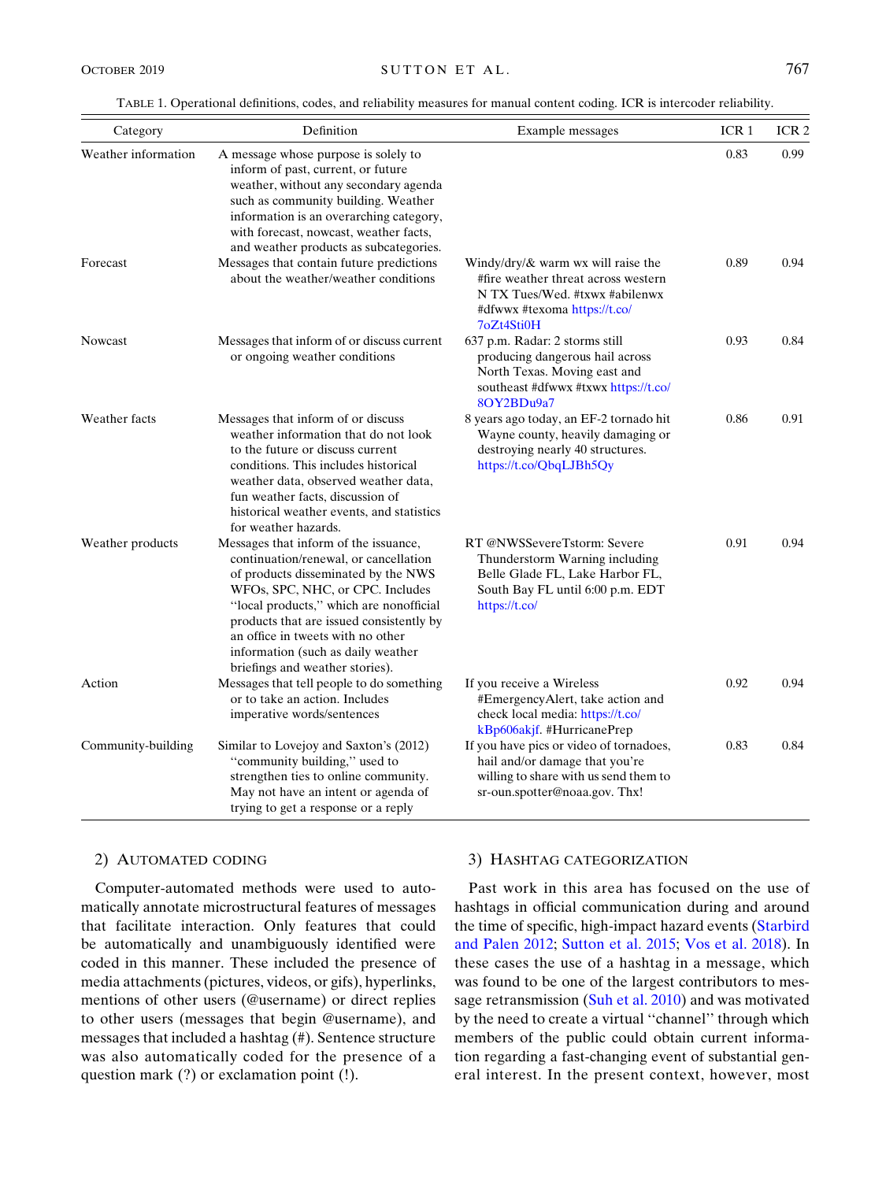TABLE 1. Operational definitions, codes, and reliability measures for manual content coding. ICR is intercoder reliability.

| Category | Definition | Example messages | ICR 1 | ICR 2 |
|---|---|---|---|---|
| Weather information | A message whose purpose is solely to inform of past, current, or future weather, without any secondary agenda such as community building. Weather information is an overarching category, with forecast, nowcast, weather facts, and weather products as subcategories. | | 0.83 | 0.99 |
| Forecast | Messages that contain future predictions about the weather/weather conditions | Windy/dry/& warm wx will raise the #fire weather threat across western N TX Tues/Wed. #txwx #abilenwx #dfwwx #texoma https://t.co/7oZt4Sti0H | 0.89 | 0.94 |
| Nowcast | Messages that inform of or discuss current or ongoing weather conditions | 637 p.m. Radar: 2 storms still producing dangerous hail across North Texas. Moving east and southeast #dfwwx #txwx https://t.co/8OY2BDu9a7 | 0.93 | 0.84 |
| Weather facts | Messages that inform of or discuss weather information that do not look to the future or discuss current conditions. This includes historical weather data, observed weather data, fun weather facts, discussion of historical weather events, and statistics for weather hazards. | 8 years ago today, an EF-2 tornado hit Wayne county, heavily damaging or destroying nearly 40 structures. https://t.co/QbqLJBh5Qy | 0.86 | 0.91 |
| Weather products | Messages that inform of the issuance, continuation/renewal, or cancellation of products disseminated by the NWS WFOs, SPC, NHC, or CPC. Includes "local products," which are nonofficial products that are issued consistently by an office in tweets with no other information (such as daily weather briefings and weather stories). | RT @NWSSevereTstorm: Severe Thunderstorm Warning including Belle Glade FL, Lake Harbor FL, South Bay FL until 6:00 p.m. EDT https://t.co/ | 0.91 | 0.94 |
| Action | Messages that tell people to do something or to take an action. Includes imperative words/sentences | If you receive a Wireless #EmergencyAlert, take action and check local media: https://t.co/kBp606akjf. #HurricanePrep | 0.92 | 0.94 |
| Community-building | Similar to Lovejoy and Saxton's (2012) "community building," used to strengthen ties to online community. May not have an intent or agenda of trying to get a response or a reply | If you have pics or video of tornadoes, hail and/or damage that you're willing to share with us send them to sr-oun.spotter@noaa.gov. Thx! | 0.83 | 0.84 |

#### 2) Automated coding

Computer-automated methods were used to automatically annotate microstructural features of messages that facilitate interaction. Only features that could be automatically and unambiguously identified were coded in this manner. These included the presence of media attachments (pictures, videos, or gifs), hyperlinks, mentions of other users (@username) or direct replies to other users (messages that begin @username), and messages that included a hashtag (#). Sentence structure was also automatically coded for the presence of a question mark (?) or exclamation point (!).

#### 3) Hashtag categorization

Past work in this area has focused on the use of hashtags in official communication during and around the time of specific, high-impact hazard events (Starbird and Palen 2012; Sutton et al. 2015; Vos et al. 2018). In these cases the use of a hashtag in a message, which was found to be one of the largest contributors to message retransmission (Suh et al. 2010) and was motivated by the need to create a virtual "channel" through which members of the public could obtain current information regarding a fast-changing event of substantial general interest. In the present context, however, most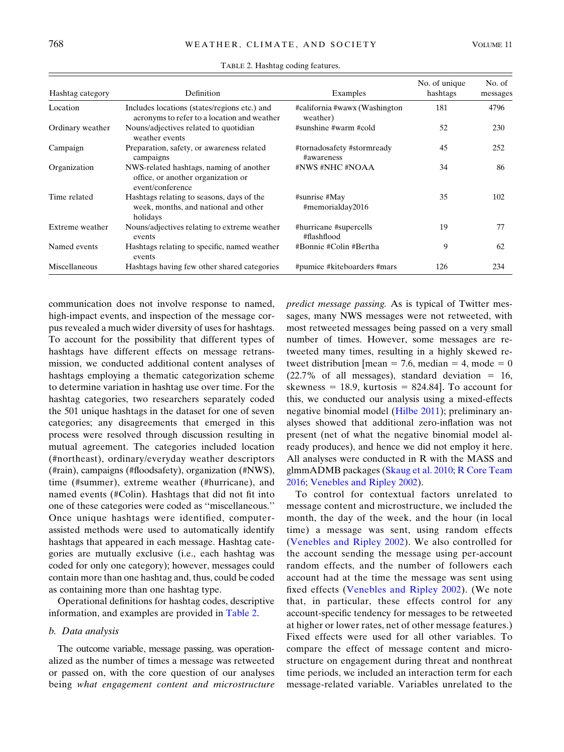TABLE 2. Hashtag coding features.

| Hashtag category | Definition | Examples | No. of unique hashtags | No. of messages |
|---|---|---|---|---|
| Location | Includes locations (states/regions etc.) and acronyms to refer to a location and weather | #california #wawx (Washington weather) | 181 | 4796 |
| Ordinary weather | Nouns/adjectives related to quotidian weather events | #sunshine #warm #cold | 52 | 230 |
| Campaign | Preparation, safety, or awareness related campaigns | #tornadosafety #stormready #awareness | 45 | 252 |
| Organization | NWS-related hashtags, naming of another office, or another organization or event/conference | #NWS #NHC #NOAA | 34 | 86 |
| Time related | Hashtags relating to seasons, days of the week, months, and national and other holidays | #sunrise #May #memorialday2016 | 35 | 102 |
| Extreme weather | Nouns/adjectives relating to extreme weather events | #hurricane #supercells #flashflood | 19 | 77 |
| Named events | Hashtags relating to specific, named weather events | #Bonnie #Colin #Bertha | 9 | 62 |
| Miscellaneous | Hashtags having few other shared categories | #pumice #kiteboarders #mars | 126 | 234 |

communication does not involve response to named, high-impact events, and inspection of the message corpus revealed a much wider diversity of uses for hashtags. To account for the possibility that different types of hashtags have different effects on message retransmission, we conducted additional content analyses of hashtags employing a thematic categorization scheme to determine variation in hashtag use over time. For the hashtag categories, two researchers separately coded the 501 unique hashtags in the dataset for one of seven categories; any disagreements that emerged in this process were resolved through discussion resulting in mutual agreement. The categories included location (#northeast), ordinary/everyday weather descriptors (#rain), campaigns (#floodsafety), organization (#NWS), time (#summer), extreme weather (#hurricane), and named events (#Colin). Hashtags that did not fit into one of these categories were coded as ''miscellaneous.'' Once unique hashtags were identified, computer-assisted methods were used to automatically identify hashtags that appeared in each message. Hashtag categories are mutually exclusive (i.e., each hashtag was coded for only one category); however, messages could contain more than one hashtag and, thus, could be coded as containing more than one hashtag type.

Operational definitions for hashtag codes, descriptive information, and examples are provided in Table 2.

### b. Data analysis

The outcome variable, message passing, was operationalized as the number of times a message was retweeted or passed on, with the core question of our analyses being *what engagement content and microstructure predict message passing.* As is typical of Twitter messages, many NWS messages were not retweeted, with most retweeted messages being passed on a very small number of times. However, some messages are retweeted many times, resulting in a highly skewed retweet distribution [mean = 7.6, median = 4, mode = 0 (22.7% of all messages), standard deviation = 16, skewness = 18.9, kurtosis = 824.84]. To account for this, we conducted our analysis using a mixed-effects negative binomial model (Hilbe 2011); preliminary analyses showed that additional zero-inflation was not present (net of what the negative binomial model already produces), and hence we did not employ it here. All analyses were conducted in R with the MASS and glmmADMB packages (Skaug et al. 2010; R Core Team 2016; Venebles and Ripley 2002).

To control for contextual factors unrelated to message content and microstructure, we included the month, the day of the week, and the hour (in local time) a message was sent, using random effects (Venebles and Ripley 2002). We also controlled for the account sending the message using per-account random effects, and the number of followers each account had at the time the message was sent using fixed effects (Venebles and Ripley 2002). (We note that, in particular, these effects control for any account-specific tendency for messages to be retweeted at higher or lower rates, net of other message features.) Fixed effects were used for all other variables. To compare the effect of message content and microstructure on engagement during threat and nonthreat time periods, we included an interaction term for each message-related variable. Variables unrelated to the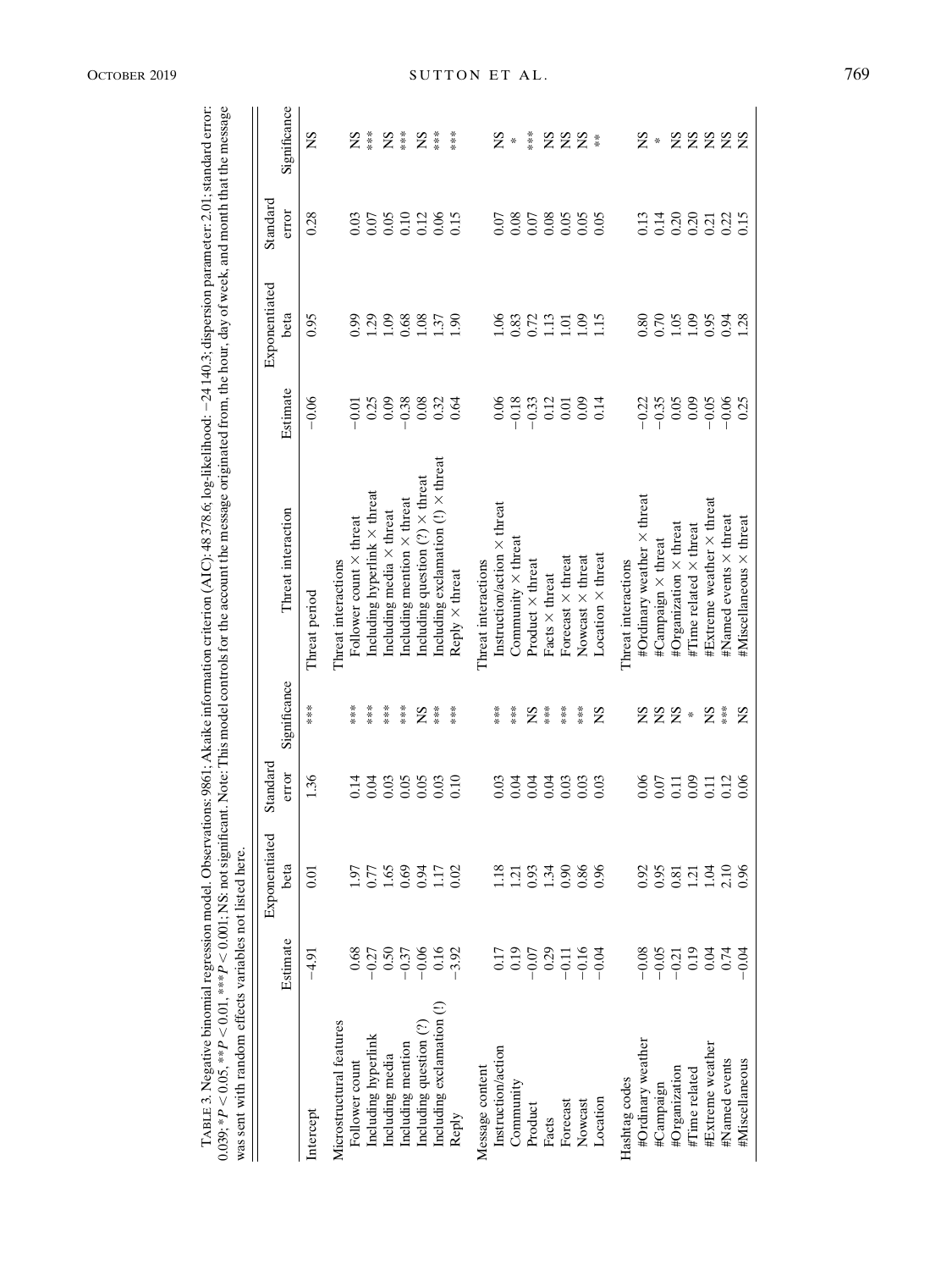TABLE 3. Negative binomial regression model. Observations: 9861; Akaike information criterion (AIC): 48 378.6; log-likelihood: −24 140.3; dispersion parameter: 2.01; standard error: 0.039; * $P < 0.05$, ** $P < 0.01$, *** $P < 0.001$; NS: not significant. Note: This model controls for the account the message originated from, the hour, day of week, and month that the message was sent with random effects variables not listed here.

| | Estimate | Exponentiated beta | Standard error | Significance | Threat interaction | Estimate | Exponentiated beta | Standard error | Significance |
|---|---|---|---|---|---|---|---|---|---|
| Intercept | −4.91 | 0.01 | 1.36 | *** | Threat period | −0.06 | 0.95 | 0.28 | NS |
| Microstructural features | | | | | Threat interactions | | | | |
| Follower count | 0.68 | 1.97 | 0.14 | *** | Follower count × threat | −0.01 | 0.99 | 0.03 | NS |
| Including hyperlink | −0.27 | 0.77 | 0.04 | *** | Including hyperlink × threat | 0.25 | 1.29 | 0.07 | *** |
| Including media | 0.50 | 1.65 | 0.03 | *** | Including media × threat | 0.09 | 1.09 | 0.05 | NS |
| Including mention | −0.37 | 0.69 | 0.05 | *** | Including mention × threat | −0.38 | 0.68 | 0.10 | *** |
| Including question (?) | −0.06 | 0.94 | 0.05 | NS | Including question (?) × threat | 0.08 | 1.08 | 0.12 | NS |
| Including exclamation (!) | 0.16 | 1.17 | 0.03 | *** | Including exclamation (!) × threat | 0.32 | 1.37 | 0.06 | *** |
| Reply | −3.92 | 0.02 | 0.10 | *** | Reply × threat | 0.64 | 1.90 | 0.15 | *** |
| Message content | | | | | Threat interactions | | | | |
| Instruction/action | 0.17 | 1.18 | 0.03 | *** | Instruction/action × threat | 0.06 | 1.06 | 0.07 | NS |
| Community | 0.19 | 1.21 | 0.04 | *** | Community × threat | −0.18 | 0.83 | 0.08 | * |
| Product | −0.07 | 0.93 | 0.04 | NS | Product × threat | −0.33 | 0.72 | 0.07 | *** |
| Facts | 0.29 | 1.34 | 0.04 | *** | Facts × threat | 0.12 | 1.13 | 0.08 | NS |
| Forecast | −0.11 | 0.90 | 0.03 | *** | Forecast × threat | 0.01 | 1.01 | 0.05 | NS |
| Nowcast | −0.16 | 0.86 | 0.03 | *** | Nowcast × threat | 0.09 | 1.09 | 0.05 | NS |
| Location | −0.04 | 0.96 | 0.03 | NS | Location × threat | 0.14 | 1.15 | 0.05 | ** |
| Hashtag codes | | | | | Threat interactions | | | | |
| #Ordinary weather | −0.08 | 0.92 | 0.06 | NS | #Ordinary weather × threat | −0.22 | 0.80 | 0.13 | NS |
| #Campaign | −0.05 | 0.95 | 0.07 | NS | #Campaign × threat | −0.35 | 0.70 | 0.14 | * |
| #Organization | −0.21 | 0.81 | 0.11 | NS | #Organization × threat | 0.05 | 1.05 | 0.20 | NS |
| #Time related | 0.19 | 1.21 | 0.09 | * | #Time related × threat | 0.09 | 1.09 | 0.20 | NS |
| #Extreme weather | 0.04 | 1.04 | 0.11 | NS | #Extreme weather × threat | −0.05 | 0.95 | 0.21 | NS |
| #Named events | 0.74 | 2.10 | 0.12 | *** | #Named events × threat | −0.06 | 0.94 | 0.22 | NS |
| #Miscellaneous | −0.04 | 0.96 | 0.06 | NS | #Miscellaneous × threat | 0.25 | 1.28 | 0.15 | NS |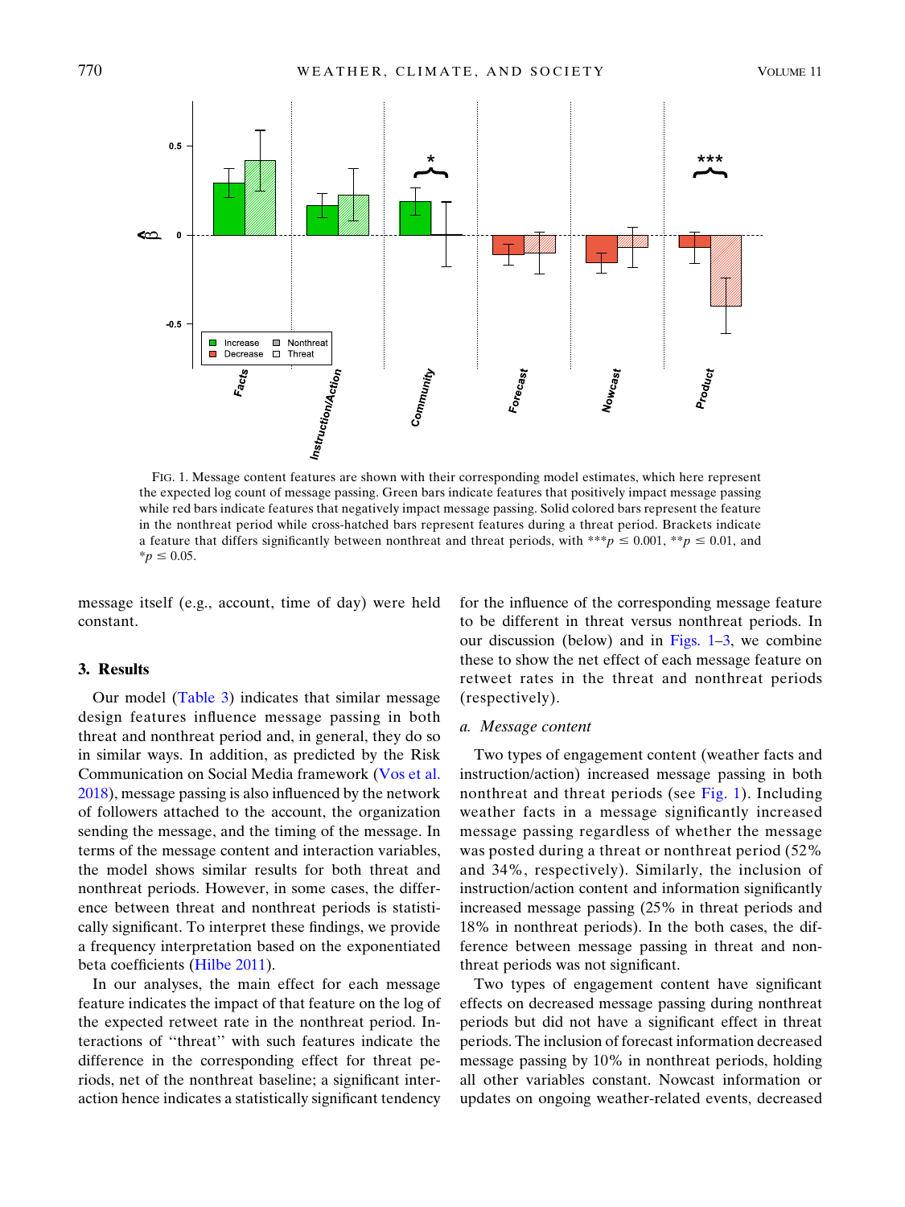FIG. 1. Message content features are shown with their corresponding model estimates, which here represent the expected log count of message passing. Green bars indicate features that positively impact message passing while red bars indicate features that negatively impact message passing. Solid colored bars represent the feature in the nonthreat period while cross-hatched bars represent features during a threat period. Brackets indicate a feature that differs significantly between nonthreat and threat periods, with ***$p \leq 0.001$, **$p \leq 0.01$, and *$p \leq 0.05$.

message itself (e.g., account, time of day) were held constant.

## 3. Results

Our model (Table 3) indicates that similar message design features influence message passing in both threat and nonthreat period and, in general, they do so in similar ways. In addition, as predicted by the Risk Communication on Social Media framework (Vos et al. 2018), message passing is also influenced by the network of followers attached to the account, the organization sending the message, and the timing of the message. In terms of the message content and interaction variables, the model shows similar results for both threat and nonthreat periods. However, in some cases, the difference between threat and nonthreat periods is statistically significant. To interpret these findings, we provide a frequency interpretation based on the exponentiated beta coefficients (Hilbe 2011).

In our analyses, the main effect for each message feature indicates the impact of that feature on the log of the expected retweet rate in the nonthreat period. Interactions of ''threat'' with such features indicate the difference in the corresponding effect for threat periods, net of the nonthreat baseline; a significant interaction hence indicates a statistically significant tendency for the influence of the corresponding message feature to be different in threat versus nonthreat periods. In our discussion (below) and in Figs. 1–3, we combine these to show the net effect of each message feature on retweet rates in the threat and nonthreat periods (respectively).

### *a. Message content*

Two types of engagement content (weather facts and instruction/action) increased message passing in both nonthreat and threat periods (see Fig. 1). Including weather facts in a message significantly increased message passing regardless of whether the message was posted during a threat or nonthreat period (52% and 34%, respectively). Similarly, the inclusion of instruction/action content and information significantly increased message passing (25% in threat periods and 18% in nonthreat periods). In the both cases, the difference between message passing in threat and nonthreat periods was not significant.

Two types of engagement content have significant effects on decreased message passing during nonthreat periods but did not have a significant effect in threat periods. The inclusion of forecast information decreased message passing by 10% in nonthreat periods, holding all other variables constant. Nowcast information or updates on ongoing weather-related events, decreased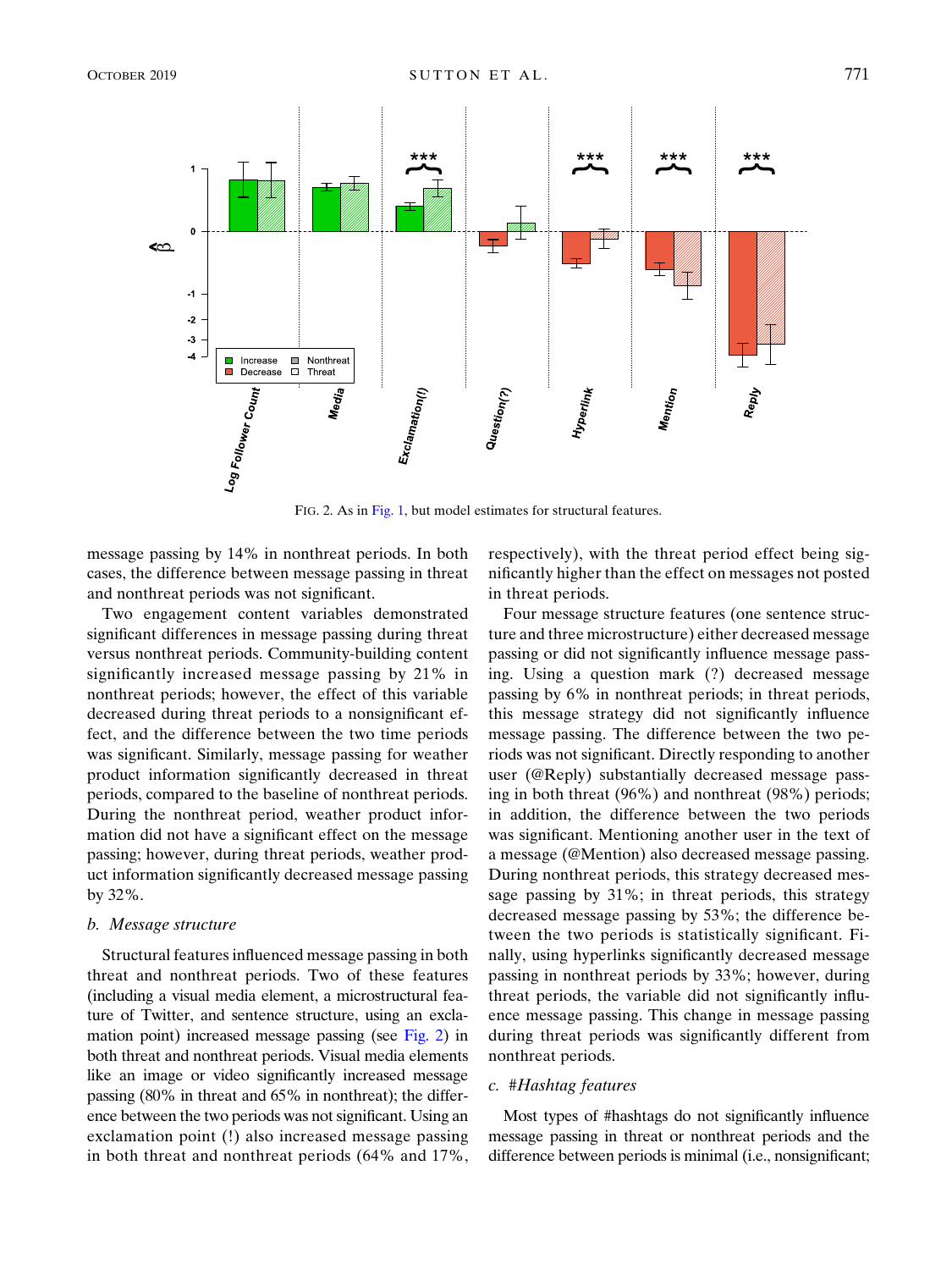FIG. 2. As in Fig. 1, but model estimates for structural features.

message passing by 14% in nonthreat periods. In both cases, the difference between message passing in threat and nonthreat periods was not significant.

Two engagement content variables demonstrated significant differences in message passing during threat versus nonthreat periods. Community-building content significantly increased message passing by 21% in nonthreat periods; however, the effect of this variable decreased during threat periods to a nonsignificant effect, and the difference between the two time periods was significant. Similarly, message passing for weather product information significantly decreased in threat periods, compared to the baseline of nonthreat periods. During the nonthreat period, weather product information did not have a significant effect on the message passing; however, during threat periods, weather product information significantly decreased message passing by 32%.

### b. Message structure

Structural features influenced message passing in both threat and nonthreat periods. Two of these features (including a visual media element, a microstructural feature of Twitter, and sentence structure, using an exclamation point) increased message passing (see Fig. 2) in both threat and nonthreat periods. Visual media elements like an image or video significantly increased message passing (80% in threat and 65% in nonthreat); the difference between the two periods was not significant. Using an exclamation point (!) also increased message passing in both threat and nonthreat periods (64% and 17%, respectively), with the threat period effect being significantly higher than the effect on messages not posted in threat periods.

Four message structure features (one sentence structure and three microstructure) either decreased message passing or did not significantly influence message passing. Using a question mark (?) decreased message passing by 6% in nonthreat periods; in threat periods, this message strategy did not significantly influence message passing. The difference between the two periods was not significant. Directly responding to another user (@Reply) substantially decreased message passing in both threat (96%) and nonthreat (98%) periods; in addition, the difference between the two periods was significant. Mentioning another user in the text of a message (@Mention) also decreased message passing. During nonthreat periods, this strategy decreased message passing by 31%; in threat periods, this strategy decreased message passing by 53%; the difference between the two periods is statistically significant. Finally, using hyperlinks significantly decreased message passing in nonthreat periods by 33%; however, during threat periods, the variable did not significantly influence message passing. This change in message passing during threat periods was significantly different from nonthreat periods.

### c. #Hashtag features

Most types of #hashtags do not significantly influence message passing in threat or nonthreat periods and the difference between periods is minimal (i.e., nonsignificant;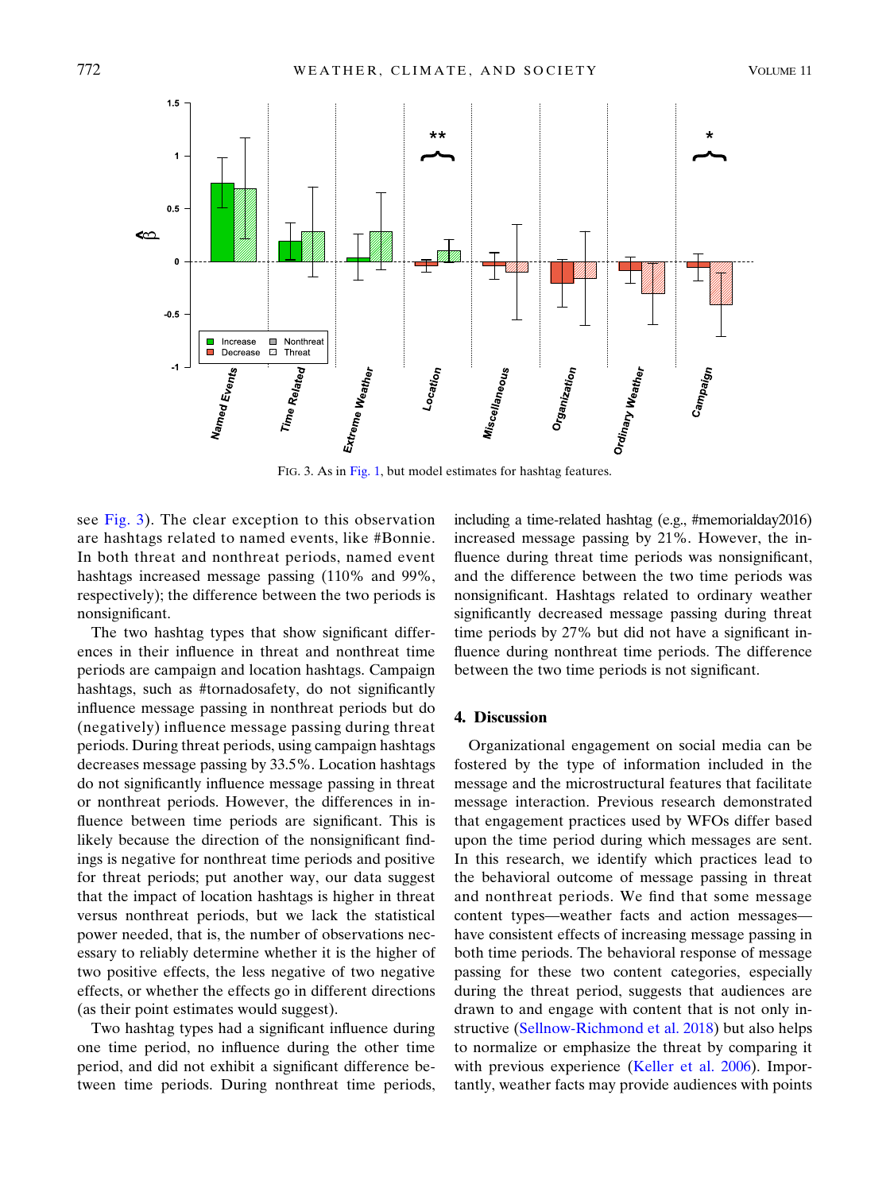1.5

1

0.5

0

-0.5

-1

$\hat{\beta}$

**

*

Increase
Decrease
Nonthreat
Threat

Named Events

Time Related

Extreme Weather

Location

Miscellaneous

Organization

Ordinary Weather

Campaign

FIG. 3. As in Fig. 1, but model estimates for hashtag features.

see Fig. 3). The clear exception to this observation are hashtags related to named events, like #Bonnie. In both threat and nonthreat periods, named event hashtags increased message passing (110% and 99%, respectively); the difference between the two periods is nonsignificant.

The two hashtag types that show significant differences in their influence in threat and nonthreat time periods are campaign and location hashtags. Campaign hashtags, such as #tornadosafety, do not significantly influence message passing in nonthreat periods but do (negatively) influence message passing during threat periods. During threat periods, using campaign hashtags decreases message passing by 33.5%. Location hashtags do not significantly influence message passing in threat or nonthreat periods. However, the differences in influence between time periods are significant. This is likely because the direction of the nonsignificant findings is negative for nonthreat time periods and positive for threat periods; put another way, our data suggest that the impact of location hashtags is higher in threat versus nonthreat periods, but we lack the statistical power needed, that is, the number of observations necessary to reliably determine whether it is the higher of two positive effects, the less negative of two negative effects, or whether the effects go in different directions (as their point estimates would suggest).

Two hashtag types had a significant influence during one time period, no influence during the other time period, and did not exhibit a significant difference between time periods. During nonthreat time periods, including a time-related hashtag (e.g., #memorialday2016) increased message passing by 21%. However, the influence during threat time periods was nonsignificant, and the difference between the two time periods was nonsignificant. Hashtags related to ordinary weather significantly decreased message passing during threat time periods by 27% but did not have a significant influence during nonthreat time periods. The difference between the two time periods is not significant.

## 4. Discussion

Organizational engagement on social media can be fostered by the type of information included in the message and the microstructural features that facilitate message interaction. Previous research demonstrated that engagement practices used by WFOs differ based upon the time period during which messages are sent. In this research, we identify which practices lead to the behavioral outcome of message passing in threat and nonthreat periods. We find that some message content types—weather facts and action messages—have consistent effects of increasing message passing in both time periods. The behavioral response of message passing for these two content categories, especially during the threat period, suggests that audiences are drawn to and engage with content that is not only instructive (Sellnow-Richmond et al. 2018) but also helps to normalize or emphasize the threat by comparing it with previous experience (Keller et al. 2006). Importantly, weather facts may provide audiences with points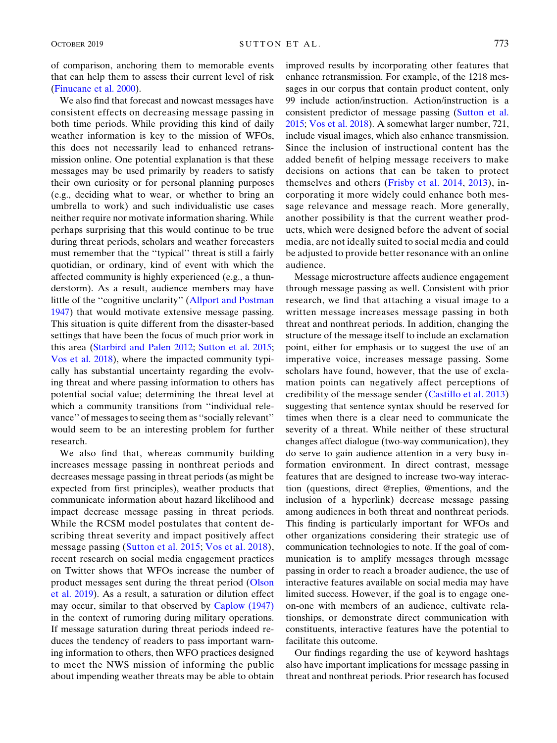of comparison, anchoring them to memorable events that can help them to assess their current level of risk (Finucane et al. 2000).

We also find that forecast and nowcast messages have consistent effects on decreasing message passing in both time periods. While providing this kind of daily weather information is key to the mission of WFOs, this does not necessarily lead to enhanced retransmission online. One potential explanation is that these messages may be used primarily by readers to satisfy their own curiosity or for personal planning purposes (e.g., deciding what to wear, or whether to bring an umbrella to work) and such individualistic use cases neither require nor motivate information sharing. While perhaps surprising that this would continue to be true during threat periods, scholars and weather forecasters must remember that the ''typical'' threat is still a fairly quotidian, or ordinary, kind of event with which the affected community is highly experienced (e.g., a thunderstorm). As a result, audience members may have little of the ''cognitive unclarity'' (Allport and Postman 1947) that would motivate extensive message passing. This situation is quite different from the disaster-based settings that have been the focus of much prior work in this area (Starbird and Palen 2012; Sutton et al. 2015; Vos et al. 2018), where the impacted community typically has substantial uncertainty regarding the evolving threat and where passing information to others has potential social value; determining the threat level at which a community transitions from ''individual relevance'' of messages to seeing them as ''socially relevant'' would seem to be an interesting problem for further research.

We also find that, whereas community building increases message passing in nonthreat periods and decreases message passing in threat periods (as might be expected from first principles), weather products that communicate information about hazard likelihood and impact decrease message passing in threat periods. While the RCSM model postulates that content describing threat severity and impact positively affect message passing (Sutton et al. 2015; Vos et al. 2018), recent research on social media engagement practices on Twitter shows that WFOs increase the number of product messages sent during the threat period (Olson et al. 2019). As a result, a saturation or dilution effect may occur, similar to that observed by Caplow (1947) in the context of rumoring during military operations. If message saturation during threat periods indeed reduces the tendency of readers to pass important warning information to others, then WFO practices designed to meet the NWS mission of informing the public about impending weather threats may be able to obtain improved results by incorporating other features that enhance retransmission. For example, of the 1218 messages in our corpus that contain product content, only 99 include action/instruction. Action/instruction is a consistent predictor of message passing (Sutton et al. 2015; Vos et al. 2018). A somewhat larger number, 721, include visual images, which also enhance transmission. Since the inclusion of instructional content has the added benefit of helping message receivers to make decisions on actions that can be taken to protect themselves and others (Frisby et al. 2014, 2013), incorporating it more widely could enhance both message relevance and message reach. More generally, another possibility is that the current weather products, which were designed before the advent of social media, are not ideally suited to social media and could be adjusted to provide better resonance with an online audience.

Message microstructure affects audience engagement through message passing as well. Consistent with prior research, we find that attaching a visual image to a written message increases message passing in both threat and nonthreat periods. In addition, changing the structure of the message itself to include an exclamation point, either for emphasis or to suggest the use of an imperative voice, increases message passing. Some scholars have found, however, that the use of exclamation points can negatively affect perceptions of credibility of the message sender (Castillo et al. 2013) suggesting that sentence syntax should be reserved for times when there is a clear need to communicate the severity of a threat. While neither of these structural changes affect dialogue (two-way communication), they do serve to gain audience attention in a very busy information environment. In direct contrast, message features that are designed to increase two-way interaction (questions, direct @replies, @mentions, and the inclusion of a hyperlink) decrease message passing among audiences in both threat and nonthreat periods. This finding is particularly important for WFOs and other organizations considering their strategic use of communication technologies to note. If the goal of communication is to amplify messages through message passing in order to reach a broader audience, the use of interactive features available on social media may have limited success. However, if the goal is to engage one-on-one with members of an audience, cultivate relationships, or demonstrate direct communication with constituents, interactive features have the potential to facilitate this outcome.

Our findings regarding the use of keyword hashtags also have important implications for message passing in threat and nonthreat periods. Prior research has focused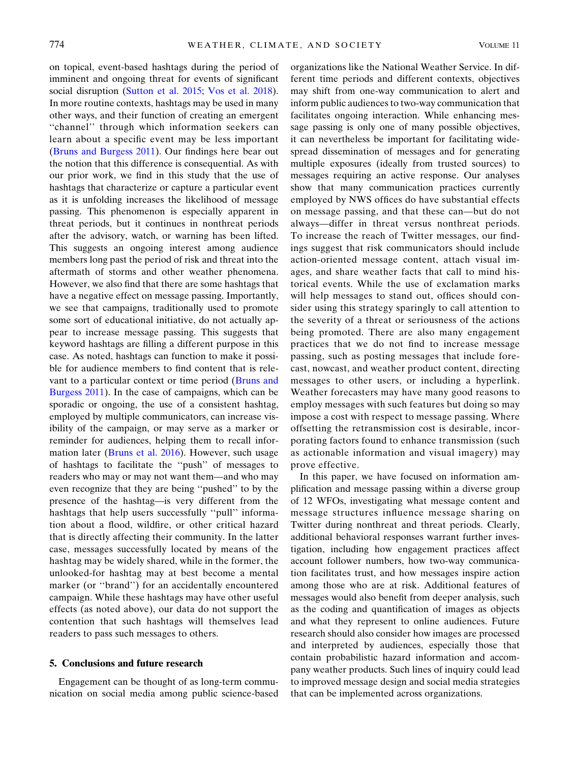on topical, event-based hashtags during the period of imminent and ongoing threat for events of significant social disruption (Sutton et al. 2015; Vos et al. 2018). In more routine contexts, hashtags may be used in many other ways, and their function of creating an emergent ''channel'' through which information seekers can learn about a specific event may be less important (Bruns and Burgess 2011). Our findings here bear out the notion that this difference is consequential. As with our prior work, we find in this study that the use of hashtags that characterize or capture a particular event as it is unfolding increases the likelihood of message passing. This phenomenon is especially apparent in threat periods, but it continues in nonthreat periods after the advisory, watch, or warning has been lifted. This suggests an ongoing interest among audience members long past the period of risk and threat into the aftermath of storms and other weather phenomena. However, we also find that there are some hashtags that have a negative effect on message passing. Importantly, we see that campaigns, traditionally used to promote some sort of educational initiative, do not actually appear to increase message passing. This suggests that keyword hashtags are filling a different purpose in this case. As noted, hashtags can function to make it possible for audience members to find content that is relevant to a particular context or time period (Bruns and Burgess 2011). In the case of campaigns, which can be sporadic or ongoing, the use of a consistent hashtag, employed by multiple communicators, can increase visibility of the campaign, or may serve as a marker or reminder for audiences, helping them to recall information later (Bruns et al. 2016). However, such usage of hashtags to facilitate the ''push'' of messages to readers who may or may not want them—and who may even recognize that they are being ''pushed'' to by the presence of the hashtag—is very different from the hashtags that help users successfully ''pull'' information about a flood, wildfire, or other critical hazard that is directly affecting their community. In the latter case, messages successfully located by means of the hashtag may be widely shared, while in the former, the unlooked-for hashtag may at best become a mental marker (or ''brand'') for an accidentally encountered campaign. While these hashtags may have other useful effects (as noted above), our data do not support the contention that such hashtags will themselves lead readers to pass such messages to others.

## 5. Conclusions and future research

Engagement can be thought of as long-term communication on social media among public science-based organizations like the National Weather Service. In different time periods and different contexts, objectives may shift from one-way communication to alert and inform public audiences to two-way communication that facilitates ongoing interaction. While enhancing message passing is only one of many possible objectives, it can nevertheless be important for facilitating widespread dissemination of messages and for generating multiple exposures (ideally from trusted sources) to messages requiring an active response. Our analyses show that many communication practices currently employed by NWS offices do have substantial effects on message passing, and that these can—but do not always—differ in threat versus nonthreat periods. To increase the reach of Twitter messages, our findings suggest that risk communicators should include action-oriented message content, attach visual images, and share weather facts that call to mind historical events. While the use of exclamation marks will help messages to stand out, offices should consider using this strategy sparingly to call attention to the severity of a threat or seriousness of the actions being promoted. There are also many engagement practices that we do not find to increase message passing, such as posting messages that include forecast, nowcast, and weather product content, directing messages to other users, or including a hyperlink. Weather forecasters may have many good reasons to employ messages with such features but doing so may impose a cost with respect to message passing. Where offsetting the retransmission cost is desirable, incorporating factors found to enhance transmission (such as actionable information and visual imagery) may prove effective.

In this paper, we have focused on information amplification and message passing within a diverse group of 12 WFOs, investigating what message content and message structures influence message sharing on Twitter during nonthreat and threat periods. Clearly, additional behavioral responses warrant further investigation, including how engagement practices affect account follower numbers, how two-way communication facilitates trust, and how messages inspire action among those who are at risk. Additional features of messages would also benefit from deeper analysis, such as the coding and quantification of images as objects and what they represent to online audiences. Future research should also consider how images are processed and interpreted by audiences, especially those that contain probabilistic hazard information and accompany weather products. Such lines of inquiry could lead to improved message design and social media strategies that can be implemented across organizations.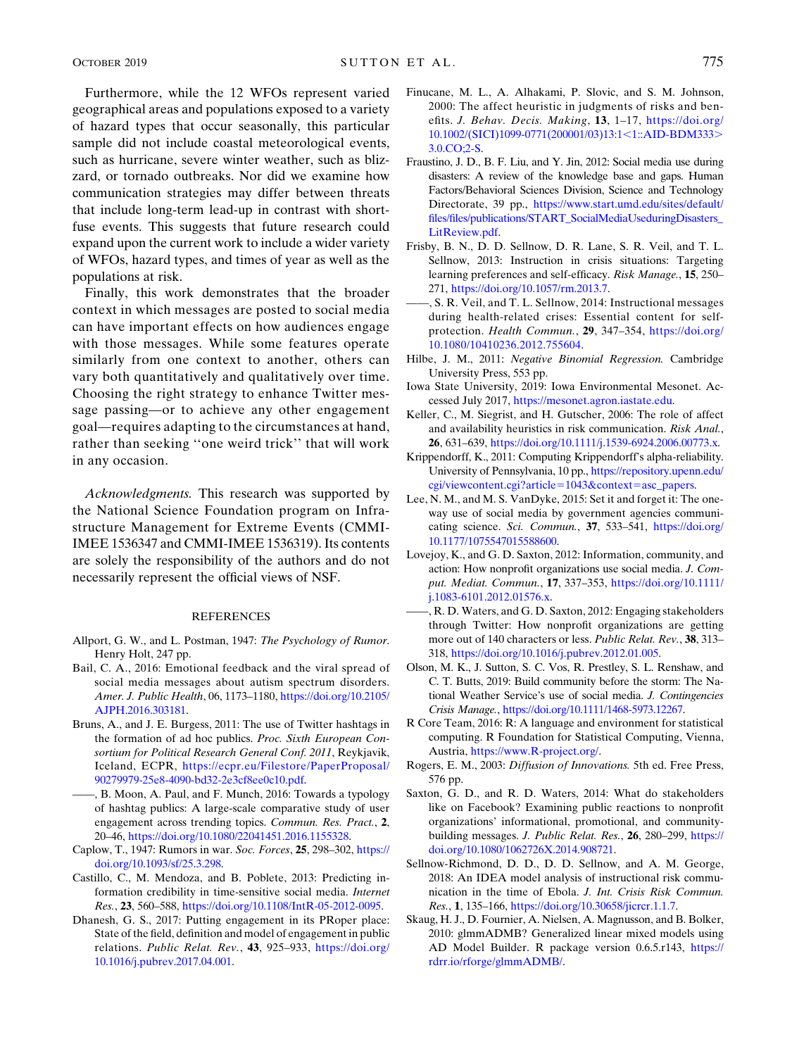Furthermore, while the 12 WFOs represent varied geographical areas and populations exposed to a variety of hazard types that occur seasonally, this particular sample did not include coastal meteorological events, such as hurricane, severe winter weather, such as blizzard, or tornado outbreaks. Nor did we examine how communication strategies may differ between threats that include long-term lead-up in contrast with short-fuse events. This suggests that future research could expand upon the current work to include a wider variety of WFOs, hazard types, and times of year as well as the populations at risk.

Finally, this work demonstrates that the broader context in which messages are posted to social media can have important effects on how audiences engage with those messages. While some features operate similarly from one context to another, others can vary both quantitatively and qualitatively over time. Choosing the right strategy to enhance Twitter message passing—or to achieve any other engagement goal—requires adapting to the circumstances at hand, rather than seeking ''one weird trick'' that will work in any occasion.

*Acknowledgments.* This research was supported by the National Science Foundation program on Infrastructure Management for Extreme Events (CMMI-IMEE 1536347 and CMMI-IMEE 1536319). Its contents are solely the responsibility of the authors and do not necessarily represent the official views of NSF.

## REFERENCES

Allport, G. W., and L. Postman, 1947: *The Psychology of Rumor.* Henry Holt, 247 pp.

Bail, C. A., 2016: Emotional feedback and the viral spread of social media messages about autism spectrum disorders. *Amer. J. Public Health*, 06, 1173–1180, https://doi.org/10.2105/AJPH.2016.303181.

Bruns, A., and J. E. Burgess, 2011: The use of Twitter hashtags in the formation of ad hoc publics. *Proc. Sixth European Consortium for Political Research General Conf. 2011*, Reykjavik, Iceland, ECPR, https://ecpr.eu/Filestore/PaperProposal/90279979-25e8-4090-bd32-2e3cf8ee0c10.pdf.

——, B. Moon, A. Paul, and F. Munch, 2016: Towards a typology of hashtag publics: A large-scale comparative study of user engagement across trending topics. *Commun. Res. Pract.*, **2**, 20–46, https://doi.org/10.1080/22041451.2016.1155328.

Caplow, T., 1947: Rumors in war. *Soc. Forces*, **25**, 298–302, https://doi.org/10.1093/sf/25.3.298.

Castillo, C., M. Mendoza, and B. Poblete, 2013: Predicting information credibility in time-sensitive social media. *Internet Res.*, **23**, 560–588, https://doi.org/10.1108/IntR-05-2012-0095.

Dhanesh, G. S., 2017: Putting engagement in its PRoper place: State of the field, definition and model of engagement in public relations. *Public Relat. Rev.*, **43**, 925–933, https://doi.org/10.1016/j.pubrev.2017.04.001.

Finucane, M. L., A. Alhakami, P. Slovic, and S. M. Johnson, 2000: The affect heuristic in judgments of risks and benefits. *J. Behav. Decis. Making*, **13**, 1–17, https://doi.org/10.1002/(SICI)1099-0771(200001/03)13:1<1::AID-BDM333>3.0.CO;2-S.

Fraustino, J. D., B. F. Liu, and Y. Jin, 2012: Social media use during disasters: A review of the knowledge base and gaps. Human Factors/Behavioral Sciences Division, Science and Technology Directorate, 39 pp., https://www.start.umd.edu/sites/default/files/files/publications/START_SocialMediaUseduringDisasters_LitReview.pdf.

Frisby, B. N., D. D. Sellnow, D. R. Lane, S. R. Veil, and T. L. Sellnow, 2013: Instruction in crisis situations: Targeting learning preferences and self-efficacy. *Risk Manage.*, **15**, 250–271, https://doi.org/10.1057/rm.2013.7.

——, S. R. Veil, and T. L. Sellnow, 2014: Instructional messages during health-related crises: Essential content for self-protection. *Health Commun.*, **29**, 347–354, https://doi.org/10.1080/10410236.2012.755604.

Hilbe, J. M., 2011: *Negative Binomial Regression.* Cambridge University Press, 553 pp.

Iowa State University, 2019: Iowa Environmental Mesonet. Accessed July 2017, https://mesonet.agron.iastate.edu.

Keller, C., M. Siegrist, and H. Gutscher, 2006: The role of affect and availability heuristics in risk communication. *Risk Anal.*, **26**, 631–639, https://doi.org/10.1111/j.1539-6924.2006.00773.x.

Krippendorff, K., 2011: Computing Krippendorff's alpha-reliability. University of Pennsylvania, 10 pp., https://repository.upenn.edu/cgi/viewcontent.cgi?article=1043&context=asc_papers.

Lee, N. M., and M. S. VanDyke, 2015: Set it and forget it: The one-way use of social media by government agencies communicating science. *Sci. Commun.*, **37**, 533–541, https://doi.org/10.1177/1075547015588600.

Lovejoy, K., and G. D. Saxton, 2012: Information, community, and action: How nonprofit organizations use social media. *J. Comput. Mediat. Commun.*, **17**, 337–353, https://doi.org/10.1111/j.1083-6101.2012.01576.x.

——, R. D. Waters, and G. D. Saxton, 2012: Engaging stakeholders through Twitter: How nonprofit organizations are getting more out of 140 characters or less. *Public Relat. Rev.*, **38**, 313–318, https://doi.org/10.1016/j.pubrev.2012.01.005.

Olson, M. K., J. Sutton, S. C. Vos, R. Prestley, S. L. Renshaw, and C. T. Butts, 2019: Build community before the storm: The National Weather Service's use of social media. *J. Contingencies Crisis Manage.*, https://doi.org/10.1111/1468-5973.12267.

R Core Team, 2016: R: A language and environment for statistical computing. R Foundation for Statistical Computing, Vienna, Austria, https://www.R-project.org/.

Rogers, E. M., 2003: *Diffusion of Innovations.* 5th ed. Free Press, 576 pp.

Saxton, G. D., and R. D. Waters, 2014: What do stakeholders like on Facebook? Examining public reactions to nonprofit organizations' informational, promotional, and community-building messages. *J. Public Relat. Res.*, **26**, 280–299, https://doi.org/10.1080/1062726X.2014.908721.

Sellnow-Richmond, D. D., D. D. Sellnow, and A. M. George, 2018: An IDEA model analysis of instructional risk communication in the time of Ebola. *J. Int. Crisis Risk Commun. Res.*, **1**, 135–166, https://doi.org/10.30658/jicrcr.1.1.7.

Skaug, H. J., D. Fournier, A. Nielsen, A. Magnusson, and B. Bolker, 2010: glmmADMB? Generalized linear mixed models using AD Model Builder. R package version 0.6.5.r143, https://rdrr.io/rforge/glmmADMB/.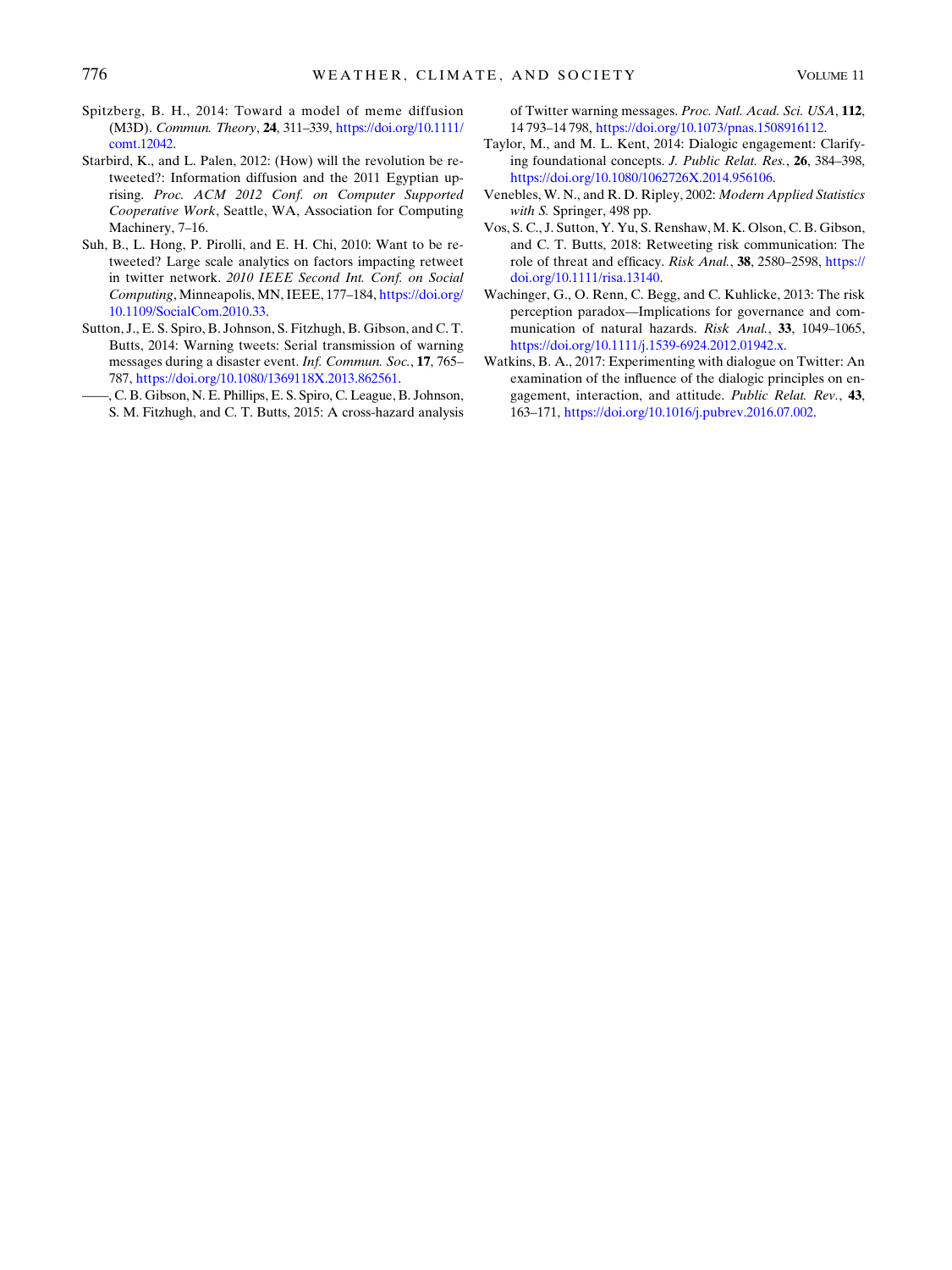Spitzberg, B. H., 2014: Toward a model of meme diffusion (M3D). *Commun. Theory*, **24**, 311–339, https://doi.org/10.1111/comt.12042.

Starbird, K., and L. Palen, 2012: (How) will the revolution be retweeted?: Information diffusion and the 2011 Egyptian uprising. *Proc. ACM 2012 Conf. on Computer Supported Cooperative Work*, Seattle, WA, Association for Computing Machinery, 7–16.

Suh, B., L. Hong, P. Pirolli, and E. H. Chi, 2010: Want to be retweeted? Large scale analytics on factors impacting retweet in twitter network. *2010 IEEE Second Int. Conf. on Social Computing*, Minneapolis, MN, IEEE, 177–184, https://doi.org/10.1109/SocialCom.2010.33.

Sutton, J., E. S. Spiro, B. Johnson, S. Fitzhugh, B. Gibson, and C. T. Butts, 2014: Warning tweets: Serial transmission of warning messages during a disaster event. *Inf. Commun. Soc.*, **17**, 765–787, https://doi.org/10.1080/1369118X.2013.862561.

——, C. B. Gibson, N. E. Phillips, E. S. Spiro, C. League, B. Johnson, S. M. Fitzhugh, and C. T. Butts, 2015: A cross-hazard analysis of Twitter warning messages. *Proc. Natl. Acad. Sci. USA*, **112**, 14 793–14 798, https://doi.org/10.1073/pnas.1508916112.

Taylor, M., and M. L. Kent, 2014: Dialogic engagement: Clarifying foundational concepts. *J. Public Relat. Res.*, **26**, 384–398, https://doi.org/10.1080/1062726X.2014.956106.

Venebles, W. N., and R. D. Ripley, 2002: *Modern Applied Statistics with S.* Springer, 498 pp.

Vos, S. C., J. Sutton, Y. Yu, S. Renshaw, M. K. Olson, C. B. Gibson, and C. T. Butts, 2018: Retweeting risk communication: The role of threat and efficacy. *Risk Anal.*, **38**, 2580–2598, https://doi.org/10.1111/risa.13140.

Wachinger, G., O. Renn, C. Begg, and C. Kuhlicke, 2013: The risk perception paradox—Implications for governance and communication of natural hazards. *Risk Anal.*, **33**, 1049–1065, https://doi.org/10.1111/j.1539-6924.2012.01942.x.

Watkins, B. A., 2017: Experimenting with dialogue on Twitter: An examination of the influence of the dialogic principles on engagement, interaction, and attitude. *Public Relat. Rev.*, **43**, 163–171, https://doi.org/10.1016/j.pubrev.2016.07.002.